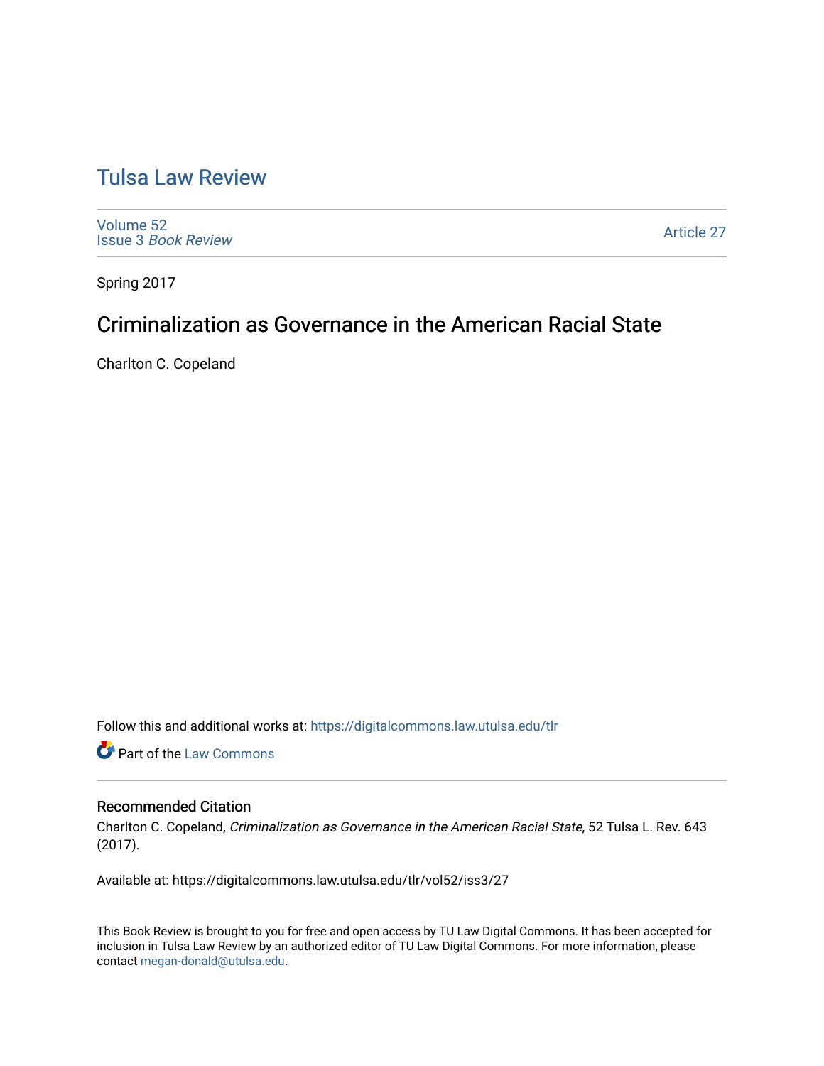# Tulsa Law Review

Volume 52
Issue 3 *Book Review*

Article 27

Spring 2017

## Criminalization as Governance in the American Racial State

Charlton C. Copeland

Follow this and additional works at: https://digitalcommons.law.utulsa.edu/tlr

Part of the Law Commons

### Recommended Citation

Charlton C. Copeland, *Criminalization as Governance in the American Racial State*, 52 Tulsa L. Rev. 643 (2017).

Available at: https://digitalcommons.law.utulsa.edu/tlr/vol52/iss3/27

This Book Review is brought to you for free and open access by TU Law Digital Commons. It has been accepted for inclusion in Tulsa Law Review by an authorized editor of TU Law Digital Commons. For more information, please contact megan-donald@utulsa.edu.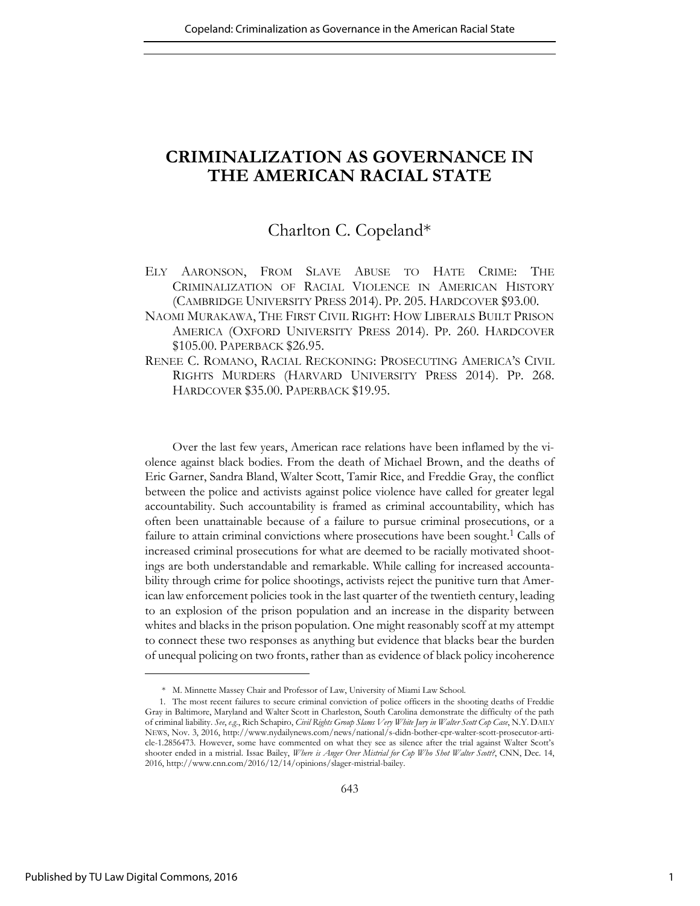# CRIMINALIZATION AS GOVERNANCE IN THE AMERICAN RACIAL STATE

Charlton C. Copeland*

ELY AARONSON, FROM SLAVE ABUSE TO HATE CRIME: THE CRIMINALIZATION OF RACIAL VIOLENCE IN AMERICAN HISTORY (CAMBRIDGE UNIVERSITY PRESS 2014). PP. 205. HARDCOVER $93.00.

NAOMI MURAKAWA, THE FIRST CIVIL RIGHT: HOW LIBERALS BUILT PRISON AMERICA (OXFORD UNIVERSITY PRESS 2014). PP. 260. HARDCOVER $105.00. PAPERBACK $26.95.

RENEE C. ROMANO, RACIAL RECKONING: PROSECUTING AMERICA'S CIVIL RIGHTS MURDERS (HARVARD UNIVERSITY PRESS 2014). PP. 268. HARDCOVER $35.00. PAPERBACK $19.95.

Over the last few years, American race relations have been inflamed by the violence against black bodies. From the death of Michael Brown, and the deaths of Eric Garner, Sandra Bland, Walter Scott, Tamir Rice, and Freddie Gray, the conflict between the police and activists against police violence have called for greater legal accountability. Such accountability is framed as criminal accountability, which has often been unattainable because of a failure to pursue criminal prosecutions, or a failure to attain criminal convictions where prosecutions have been sought.[1] Calls of increased criminal prosecutions for what are deemed to be racially motivated shootings are both understandable and remarkable. While calling for increased accountability through crime for police shootings, activists reject the punitive turn that American law enforcement policies took in the last quarter of the twentieth century, leading to an explosion of the prison population and an increase in the disparity between whites and blacks in the prison population. One might reasonably scoff at my attempt to connect these two responses as anything but evidence that blacks bear the burden of unequal policing on two fronts, rather than as evidence of black policy incoherence

---

\* M. Minnette Massey Chair and Professor of Law, University of Miami Law School.

1. The most recent failures to secure criminal conviction of police officers in the shooting deaths of Freddie Gray in Baltimore, Maryland and Walter Scott in Charleston, South Carolina demonstrate the difficulty of the path of criminal liability. *See*, *e.g.*, Rich Schapiro, *Civil Rights Group Slams Very White Jury in Walter Scott Cop Case*, N.Y. DAILY NEWS, Nov. 3, 2016, http://www.nydailynews.com/news/national/s-didn-bother-cpr-walter-scott-prosecutor-article-1.2856473. However, some have commented on what they see as silence after the trial against Walter Scott's shooter ended in a mistrial. Issac Bailey, *Where is Anger Over Mistrial for Cop Who Shot Walter Scott?*, CNN, Dec. 14, 2016, http://www.cnn.com/2016/12/14/opinions/slager-mistrial-bailey.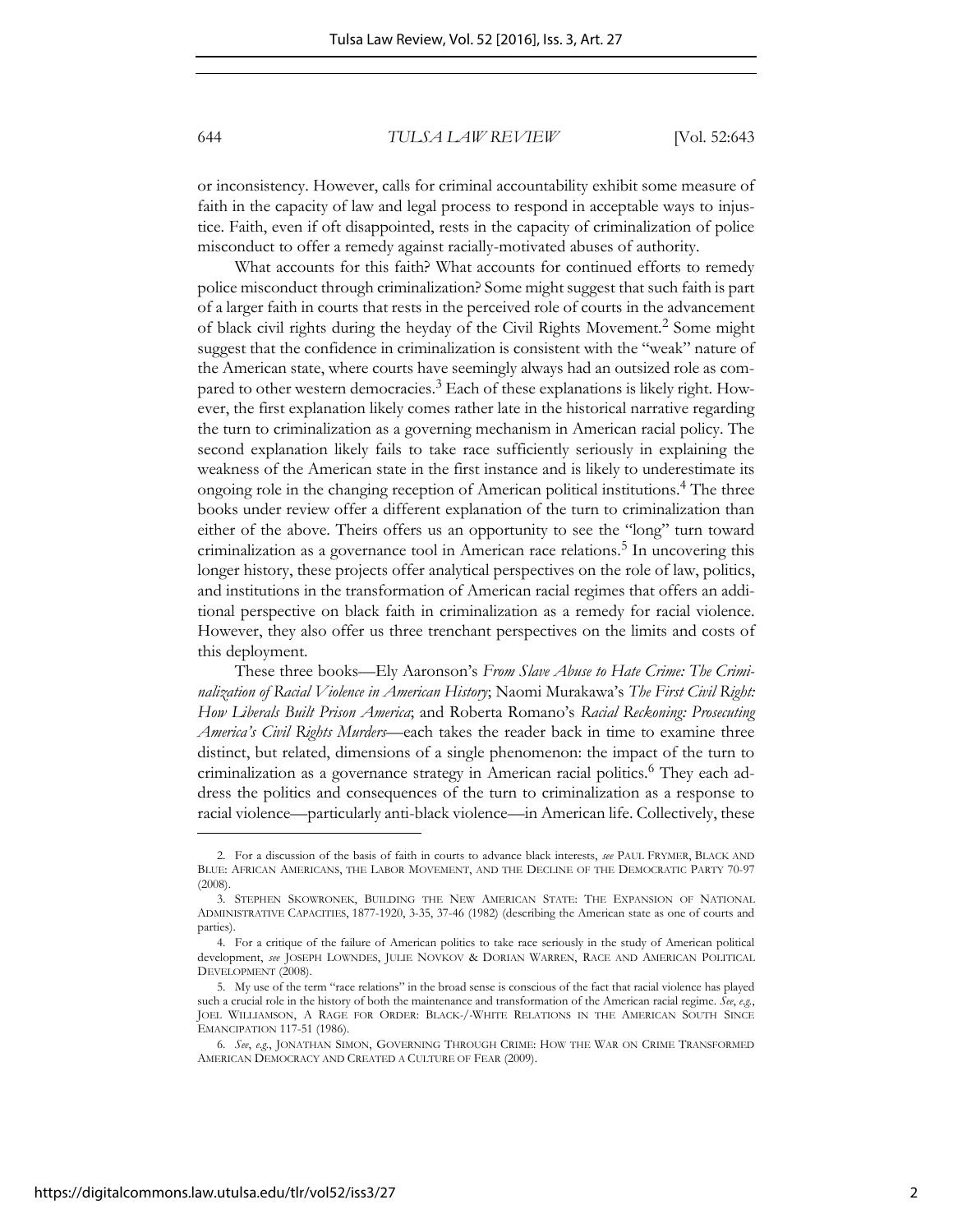or inconsistency. However, calls for criminal accountability exhibit some measure of faith in the capacity of law and legal process to respond in acceptable ways to injustice. Faith, even if oft disappointed, rests in the capacity of criminalization of police misconduct to offer a remedy against racially-motivated abuses of authority.

What accounts for this faith? What accounts for continued efforts to remedy police misconduct through criminalization? Some might suggest that such faith is part of a larger faith in courts that rests in the perceived role of courts in the advancement of black civil rights during the heyday of the Civil Rights Movement.[2] Some might suggest that the confidence in criminalization is consistent with the "weak" nature of the American state, where courts have seemingly always had an outsized role as compared to other western democracies.[3] Each of these explanations is likely right. However, the first explanation likely comes rather late in the historical narrative regarding the turn to criminalization as a governing mechanism in American racial policy. The second explanation likely fails to take race sufficiently seriously in explaining the weakness of the American state in the first instance and is likely to underestimate its ongoing role in the changing reception of American political institutions.[4] The three books under review offer a different explanation of the turn to criminalization than either of the above. Theirs offers us an opportunity to see the "long" turn toward criminalization as a governance tool in American race relations.[5] In uncovering this longer history, these projects offer analytical perspectives on the role of law, politics, and institutions in the transformation of American racial regimes that offers an additional perspective on black faith in criminalization as a remedy for racial violence. However, they also offer us three trenchant perspectives on the limits and costs of this deployment.

These three books—Ely Aaronson's *From Slave Abuse to Hate Crime: The Criminalization of Racial Violence in American History*; Naomi Murakawa's *The First Civil Right: How Liberals Built Prison America*; and Roberta Romano's *Racial Reckoning: Prosecuting America's Civil Rights Murders*—each takes the reader back in time to examine three distinct, but related, dimensions of a single phenomenon: the impact of the turn to criminalization as a governance strategy in American racial politics.[6] They each address the politics and consequences of the turn to criminalization as a response to racial violence—particularly anti-black violence—in American life. Collectively, these

2. For a discussion of the basis of faith in courts to advance black interests, *see* PAUL FRYMER, BLACK AND BLUE: AFRICAN AMERICANS, THE LABOR MOVEMENT, AND THE DECLINE OF THE DEMOCRATIC PARTY 70-97 (2008).

3. STEPHEN SKOWRONEK, BUILDING THE NEW AMERICAN STATE: THE EXPANSION OF NATIONAL ADMINISTRATIVE CAPACITIES, 1877-1920, 3-35, 37-46 (1982) (describing the American state as one of courts and parties).

4. For a critique of the failure of American politics to take race seriously in the study of American political development, *see* JOSEPH LOWNDES, JULIE NOVKOV & DORIAN WARREN, RACE AND AMERICAN POLITICAL DEVELOPMENT (2008).

5. My use of the term "race relations" in the broad sense is conscious of the fact that racial violence has played such a crucial role in the history of both the maintenance and transformation of the American racial regime. *See*, *e.g.*, JOEL WILLIAMSON, A RAGE FOR ORDER: BLACK-/-WHITE RELATIONS IN THE AMERICAN SOUTH SINCE EMANCIPATION 117-51 (1986).

6. *See*, *e.g.*, JONATHAN SIMON, GOVERNING THROUGH CRIME: HOW THE WAR ON CRIME TRANSFORMED AMERICAN DEMOCRACY AND CREATED A CULTURE OF FEAR (2009).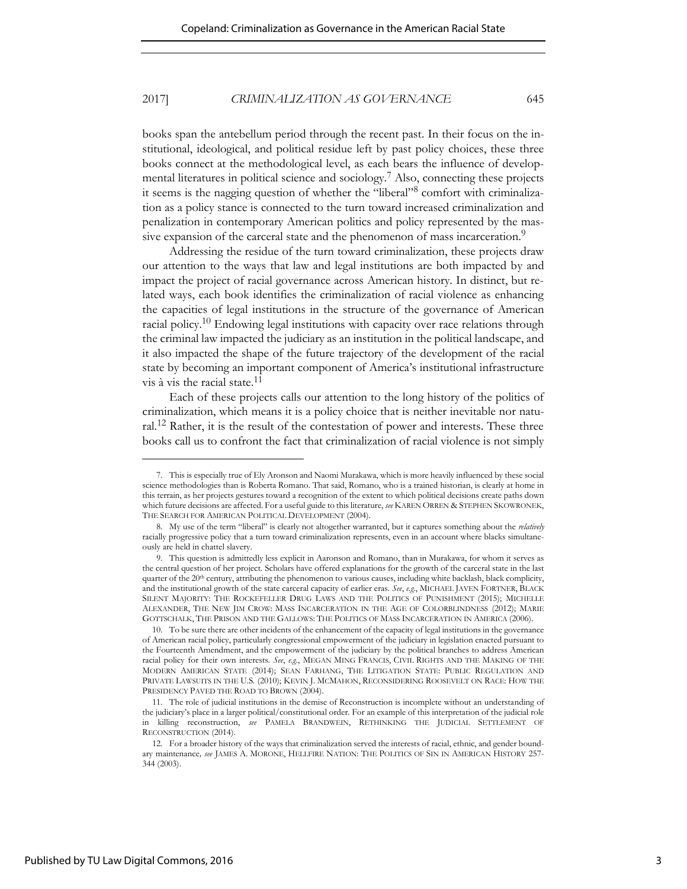books span the antebellum period through the recent past. In their focus on the institutional, ideological, and political residue left by past policy choices, these three books connect at the methodological level, as each bears the influence of developmental literatures in political science and sociology.[7] Also, connecting these projects it seems is the nagging question of whether the "liberal"[8] comfort with criminalization as a policy stance is connected to the turn toward increased criminalization and penalization in contemporary American politics and policy represented by the massive expansion of the carceral state and the phenomenon of mass incarceration.[9]

Addressing the residue of the turn toward criminalization, these projects draw our attention to the ways that law and legal institutions are both impacted by and impact the project of racial governance across American history. In distinct, but related ways, each book identifies the criminalization of racial violence as enhancing the capacities of legal institutions in the structure of the governance of American racial policy.[10] Endowing legal institutions with capacity over race relations through the criminal law impacted the judiciary as an institution in the political landscape, and it also impacted the shape of the future trajectory of the development of the racial state by becoming an important component of America's institutional infrastructure vis à vis the racial state.[11]

Each of these projects calls our attention to the long history of the politics of criminalization, which means it is a policy choice that is neither inevitable nor natural.[12] Rather, it is the result of the contestation of power and interests. These three books call us to confront the fact that criminalization of racial violence is not simply

---

7. This is especially true of Ely Aronson and Naomi Murakawa, which is more heavily influenced by these social science methodologies than is Roberta Romano. That said, Romano, who is a trained historian, is clearly at home in this terrain, as her projects gestures toward a recognition of the extent to which political decisions create paths down which future decisions are affected. For a useful guide to this literature, *see* KAREN ORREN & STEPHEN SKOWRONEK, THE SEARCH FOR AMERICAN POLITICAL DEVELOPMENT (2004).

8. My use of the term "liberal" is clearly not altogether warranted, but it captures something about the *relatively* racially progressive policy that a turn toward criminalization represents, even in an account where blacks simultaneously are held in chattel slavery.

9. This question is admittedly less explicit in Aaronson and Romano, than in Murakawa, for whom it serves as the central question of her project. Scholars have offered explanations for the growth of the carceral state in the last quarter of the 20th century, attributing the phenomenon to various causes, including white backlash, black complicity, and the institutional growth of the state carceral capacity of earlier eras. *See*, *e.g.*, MICHAEL JAVEN FORTNER, BLACK SILENT MAJORITY: THE ROCKEFELLER DRUG LAWS AND THE POLITICS OF PUNISHMENT (2015); MICHELLE ALEXANDER, THE NEW JIM CROW: MASS INCARCERATION IN THE AGE OF COLORBLINDNESS (2012); MARIE GOTTSCHALK, THE PRISON AND THE GALLOWS: THE POLITICS OF MASS INCARCERATION IN AMERICA (2006).

10. To be sure there are other incidents of the enhancement of the capacity of legal institutions in the governance of American racial policy, particularly congressional empowerment of the judiciary in legislation enacted pursuant to the Fourteenth Amendment, and the empowerment of the judiciary by the political branches to address American racial policy for their own interests. *See*, *e.g.*, MEGAN MING FRANCIS, CIVIL RIGHTS AND THE MAKING OF THE MODERN AMERICAN STATE (2014); SEAN FARHANG, THE LITIGATION STATE: PUBLIC REGULATION AND PRIVATE LAWSUITS IN THE U.S. (2010); KEVIN J. MCMAHON, RECONSIDERING ROOSEVELT ON RACE: HOW THE PRESIDENCY PAVED THE ROAD TO BROWN (2004).

11. The role of judicial institutions in the demise of Reconstruction is incomplete without an understanding of the judiciary's place in a larger political/constitutional order. For an example of this interpretation of the judicial role in killing reconstruction, *see* PAMELA BRANDWEIN, RETHINKING THE JUDICIAL SETTLEMENT OF RECONSTRUCTION (2014).

12. For a broader history of the ways that criminalization served the interests of racial, ethnic, and gender boundary maintenance, *see* JAMES A. MORONE, HELLFIRE NATION: THE POLITICS OF SIN IN AMERICAN HISTORY 257-344 (2003).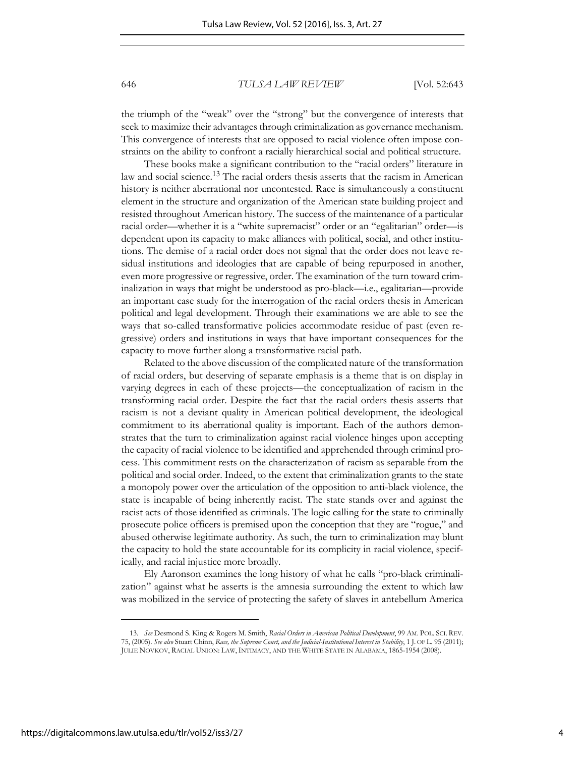the triumph of the "weak" over the "strong" but the convergence of interests that seek to maximize their advantages through criminalization as governance mechanism. This convergence of interests that are opposed to racial violence often impose constraints on the ability to confront a racially hierarchical social and political structure.

These books make a significant contribution to the "racial orders" literature in law and social science.[13] The racial orders thesis asserts that the racism in American history is neither aberrational nor uncontested. Race is simultaneously a constituent element in the structure and organization of the American state building project and resisted throughout American history. The success of the maintenance of a particular racial order—whether it is a "white supremacist" order or an "egalitarian" order—is dependent upon its capacity to make alliances with political, social, and other institutions. The demise of a racial order does not signal that the order does not leave residual institutions and ideologies that are capable of being repurposed in another, even more progressive or regressive, order. The examination of the turn toward criminalization in ways that might be understood as pro-black—i.e., egalitarian—provide an important case study for the interrogation of the racial orders thesis in American political and legal development. Through their examinations we are able to see the ways that so-called transformative policies accommodate residue of past (even regressive) orders and institutions in ways that have important consequences for the capacity to move further along a transformative racial path.

Related to the above discussion of the complicated nature of the transformation of racial orders, but deserving of separate emphasis is a theme that is on display in varying degrees in each of these projects—the conceptualization of racism in the transforming racial order. Despite the fact that the racial orders thesis asserts that racism is not a deviant quality in American political development, the ideological commitment to its aberrational quality is important. Each of the authors demonstrates that the turn to criminalization against racial violence hinges upon accepting the capacity of racial violence to be identified and apprehended through criminal process. This commitment rests on the characterization of racism as separable from the political and social order. Indeed, to the extent that criminalization grants to the state a monopoly power over the articulation of the opposition to anti-black violence, the state is incapable of being inherently racist. The state stands over and against the racist acts of those identified as criminals. The logic calling for the state to criminally prosecute police officers is premised upon the conception that they are "rogue," and abused otherwise legitimate authority. As such, the turn to criminalization may blunt the capacity to hold the state accountable for its complicity in racial violence, specifically, and racial injustice more broadly.

Ely Aaronson examines the long history of what he calls "pro-black criminalization" against what he asserts is the amnesia surrounding the extent to which law was mobilized in the service of protecting the safety of slaves in antebellum America

---

13. *See* Desmond S. King & Rogers M. Smith, *Racial Orders in American Political Development*, 99 AM. POL. SCI. REV. 75, (2005). *See also* Stuart Chinn, *Race, the Supreme Court, and the Judicial-Institutional Interest in Stability*, 1 J. OF L. 95 (2011); JULIE NOVKOV, RACIAL UNION: LAW, INTIMACY, AND THE WHITE STATE IN ALABAMA, 1865-1954 (2008).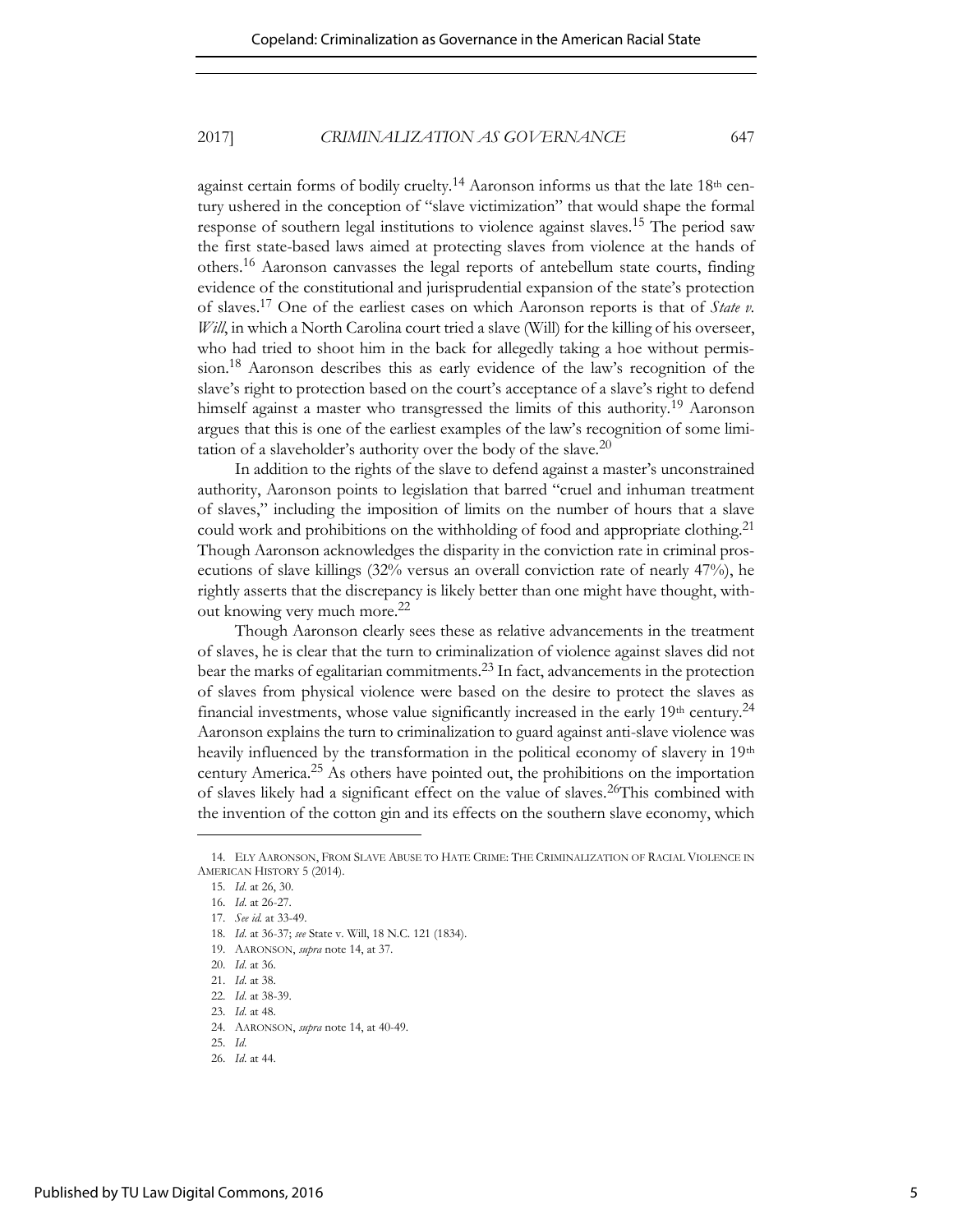against certain forms of bodily cruelty.[14] Aaronson informs us that the late 18th century ushered in the conception of "slave victimization" that would shape the formal response of southern legal institutions to violence against slaves.[15] The period saw the first state-based laws aimed at protecting slaves from violence at the hands of others.[16] Aaronson canvasses the legal reports of antebellum state courts, finding evidence of the constitutional and jurisprudential expansion of the state's protection of slaves.[17] One of the earliest cases on which Aaronson reports is that of *State v. Will*, in which a North Carolina court tried a slave (Will) for the killing of his overseer, who had tried to shoot him in the back for allegedly taking a hoe without permission.[18] Aaronson describes this as early evidence of the law's recognition of the slave's right to protection based on the court's acceptance of a slave's right to defend himself against a master who transgressed the limits of this authority.[19] Aaronson argues that this is one of the earliest examples of the law's recognition of some limitation of a slaveholder's authority over the body of the slave.[20]

In addition to the rights of the slave to defend against a master's unconstrained authority, Aaronson points to legislation that barred "cruel and inhuman treatment of slaves," including the imposition of limits on the number of hours that a slave could work and prohibitions on the withholding of food and appropriate clothing.[21] Though Aaronson acknowledges the disparity in the conviction rate in criminal prosecutions of slave killings (32% versus an overall conviction rate of nearly 47%), he rightly asserts that the discrepancy is likely better than one might have thought, without knowing very much more.[22]

Though Aaronson clearly sees these as relative advancements in the treatment of slaves, he is clear that the turn to criminalization of violence against slaves did not bear the marks of egalitarian commitments.[23] In fact, advancements in the protection of slaves from physical violence were based on the desire to protect the slaves as financial investments, whose value significantly increased in the early 19th century.[24] Aaronson explains the turn to criminalization to guard against anti-slave violence was heavily influenced by the transformation in the political economy of slavery in 19th century America.[25] As others have pointed out, the prohibitions on the importation of slaves likely had a significant effect on the value of slaves.[26]This combined with the invention of the cotton gin and its effects on the southern slave economy, which

---

14. ELY AARONSON, FROM SLAVE ABUSE TO HATE CRIME: THE CRIMINALIZATION OF RACIAL VIOLENCE IN AMERICAN HISTORY 5 (2014).
15. *Id.* at 26, 30.
16. *Id.* at 26-27.
17. *See id.* at 33-49.
18. *Id.* at 36-37; *see* State v. Will, 18 N.C. 121 (1834).
19. AARONSON, *supra* note 14, at 37.
20. *Id.* at 36.
21. *Id.* at 38.
22. *Id.* at 38-39.
23. *Id.* at 48.
24. AARONSON, *supra* note 14, at 40-49.
25. *Id.*
26. *Id.* at 44.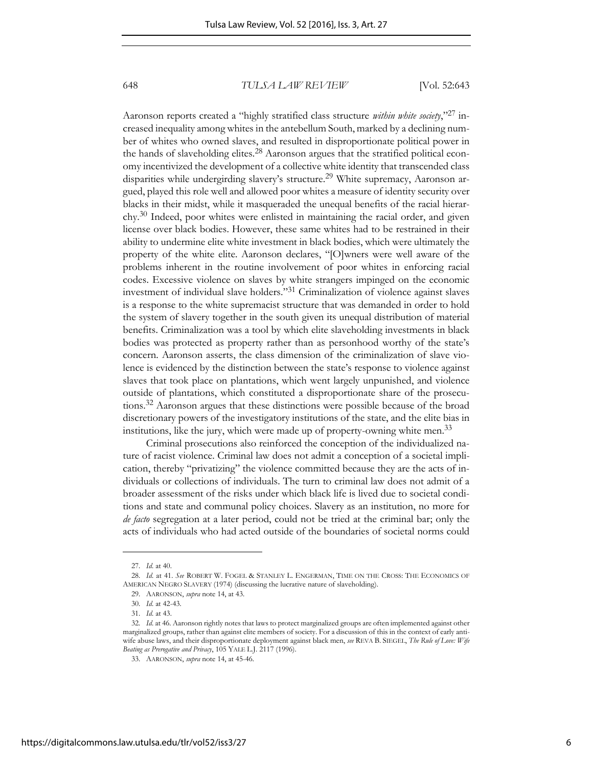Aaronson reports created a "highly stratified class structure *within white society*,"[27] increased inequality among whites in the antebellum South, marked by a declining number of whites who owned slaves, and resulted in disproportionate political power in the hands of slaveholding elites.[28] Aaronson argues that the stratified political economy incentivized the development of a collective white identity that transcended class disparities while undergirding slavery's structure.[29] White supremacy, Aaronson argued, played this role well and allowed poor whites a measure of identity security over blacks in their midst, while it masqueraded the unequal benefits of the racial hierarchy.[30] Indeed, poor whites were enlisted in maintaining the racial order, and given license over black bodies. However, these same whites had to be restrained in their ability to undermine elite white investment in black bodies, which were ultimately the property of the white elite. Aaronson declares, "[O]wners were well aware of the problems inherent in the routine involvement of poor whites in enforcing racial codes. Excessive violence on slaves by white strangers impinged on the economic investment of individual slave holders."[31] Criminalization of violence against slaves is a response to the white supremacist structure that was demanded in order to hold the system of slavery together in the south given its unequal distribution of material benefits. Criminalization was a tool by which elite slaveholding investments in black bodies was protected as property rather than as personhood worthy of the state's concern. Aaronson asserts, the class dimension of the criminalization of slave violence is evidenced by the distinction between the state's response to violence against slaves that took place on plantations, which went largely unpunished, and violence outside of plantations, which constituted a disproportionate share of the prosecutions.[32] Aaronson argues that these distinctions were possible because of the broad discretionary powers of the investigatory institutions of the state, and the elite bias in institutions, like the jury, which were made up of property-owning white men.[33]

Criminal prosecutions also reinforced the conception of the individualized nature of racist violence. Criminal law does not admit a conception of a societal implication, thereby "privatizing" the violence committed because they are the acts of individuals or collections of individuals. The turn to criminal law does not admit of a broader assessment of the risks under which black life is lived due to societal conditions and state and communal policy choices. Slavery as an institution, no more for *de facto* segregation at a later period, could not be tried at the criminal bar; only the acts of individuals who had acted outside of the boundaries of societal norms could

---

27. *Id.* at 40.

28. *Id.* at 41. *See* ROBERT W. FOGEL & STANLEY L. ENGERMAN, TIME ON THE CROSS: THE ECONOMICS OF AMERICAN NEGRO SLAVERY (1974) (discussing the lucrative nature of slaveholding).

29. AARONSON, *supra* note 14, at 43.

30. *Id.* at 42-43.

31. *Id.* at 43.

32. *Id.* at 46. Aaronson rightly notes that laws to protect marginalized groups are often implemented against other marginalized groups, rather than against elite members of society. For a discussion of this in the context of early anti-wife abuse laws, and their disproportionate deployment against black men, *see* REVA B. SIEGEL, *The Rule of Love: Wife Beating as Prerogative and Privacy*, 105 YALE L.J. 2117 (1996).

33. AARONSON, *supra* note 14, at 45-46.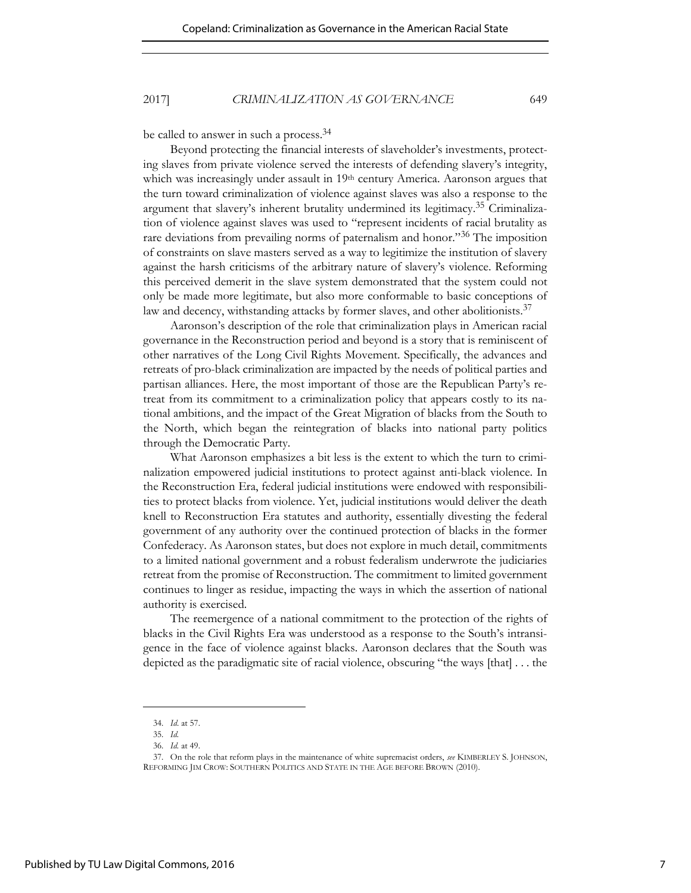be called to answer in such a process.[34]

Beyond protecting the financial interests of slaveholder's investments, protecting slaves from private violence served the interests of defending slavery's integrity, which was increasingly under assault in 19th century America. Aaronson argues that the turn toward criminalization of violence against slaves was also a response to the argument that slavery's inherent brutality undermined its legitimacy.[35] Criminalization of violence against slaves was used to "represent incidents of racial brutality as rare deviations from prevailing norms of paternalism and honor."[36] The imposition of constraints on slave masters served as a way to legitimize the institution of slavery against the harsh criticisms of the arbitrary nature of slavery's violence. Reforming this perceived demerit in the slave system demonstrated that the system could not only be made more legitimate, but also more conformable to basic conceptions of law and decency, withstanding attacks by former slaves, and other abolitionists.[37]

Aaronson's description of the role that criminalization plays in American racial governance in the Reconstruction period and beyond is a story that is reminiscent of other narratives of the Long Civil Rights Movement. Specifically, the advances and retreats of pro-black criminalization are impacted by the needs of political parties and partisan alliances. Here, the most important of those are the Republican Party's retreat from its commitment to a criminalization policy that appears costly to its national ambitions, and the impact of the Great Migration of blacks from the South to the North, which began the reintegration of blacks into national party politics through the Democratic Party.

What Aaronson emphasizes a bit less is the extent to which the turn to criminalization empowered judicial institutions to protect against anti-black violence. In the Reconstruction Era, federal judicial institutions were endowed with responsibilities to protect blacks from violence. Yet, judicial institutions would deliver the death knell to Reconstruction Era statutes and authority, essentially divesting the federal government of any authority over the continued protection of blacks in the former Confederacy. As Aaronson states, but does not explore in much detail, commitments to a limited national government and a robust federalism underwrote the judiciaries retreat from the promise of Reconstruction. The commitment to limited government continues to linger as residue, impacting the ways in which the assertion of national authority is exercised.

The reemergence of a national commitment to the protection of the rights of blacks in the Civil Rights Era was understood as a response to the South's intransigence in the face of violence against blacks. Aaronson declares that the South was depicted as the paradigmatic site of racial violence, obscuring "the ways [that] . . . the

---

34. *Id.* at 57.

35. *Id.*

36. *Id.* at 49.

37. On the role that reform plays in the maintenance of white supremacist orders, *see* KIMBERLEY S. JOHNSON, REFORMING JIM CROW: SOUTHERN POLITICS AND STATE IN THE AGE BEFORE BROWN (2010).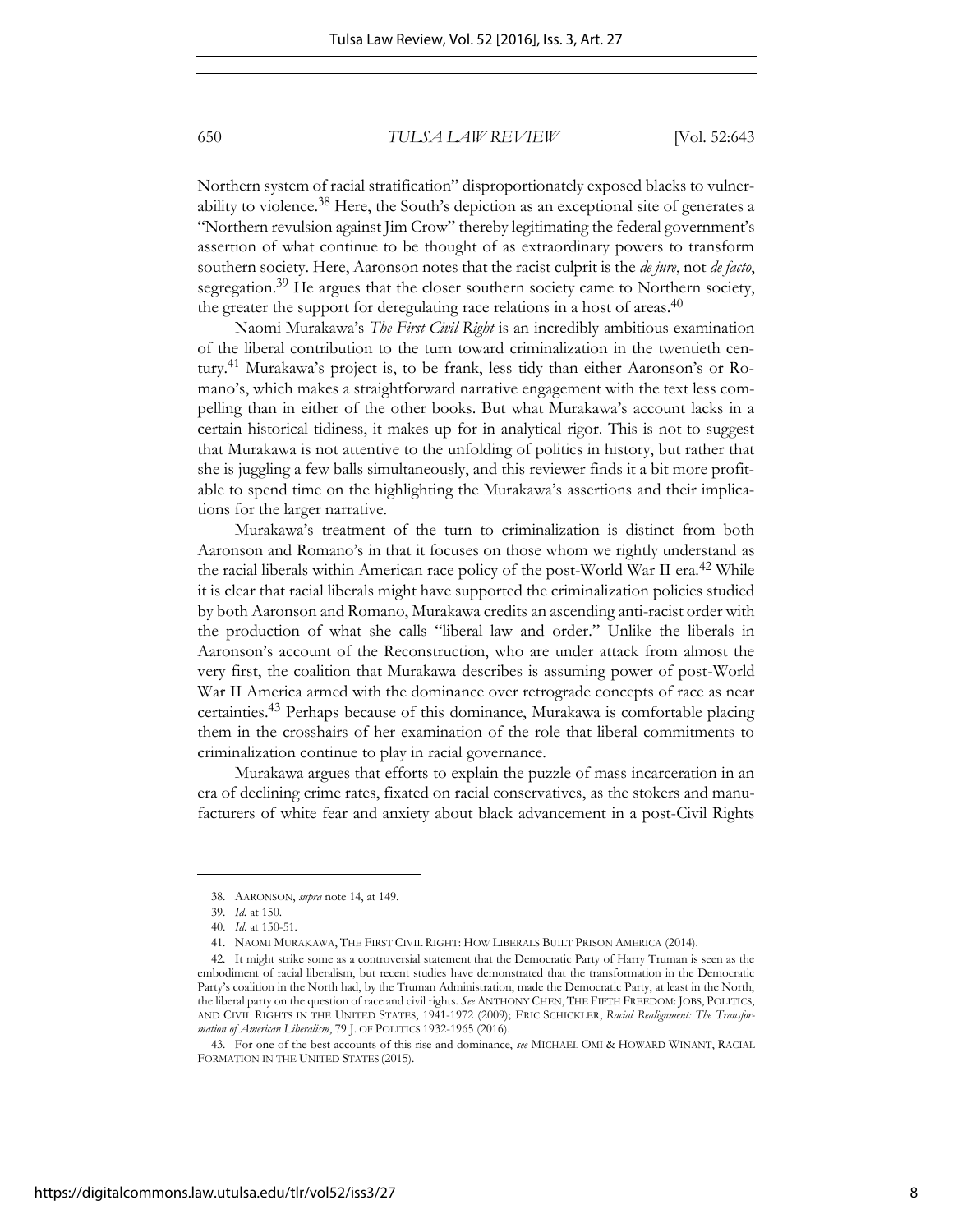Northern system of racial stratification" disproportionately exposed blacks to vulnerability to violence.[38] Here, the South's depiction as an exceptional site of generates a "Northern revulsion against Jim Crow" thereby legitimating the federal government's assertion of what continue to be thought of as extraordinary powers to transform southern society. Here, Aaronson notes that the racist culprit is the *de jure*, not *de facto*, segregation.[39] He argues that the closer southern society came to Northern society, the greater the support for deregulating race relations in a host of areas.[40]

Naomi Murakawa's *The First Civil Right* is an incredibly ambitious examination of the liberal contribution to the turn toward criminalization in the twentieth century.[41] Murakawa's project is, to be frank, less tidy than either Aaronson's or Romano's, which makes a straightforward narrative engagement with the text less compelling than in either of the other books. But what Murakawa's account lacks in a certain historical tidiness, it makes up for in analytical rigor. This is not to suggest that Murakawa is not attentive to the unfolding of politics in history, but rather that she is juggling a few balls simultaneously, and this reviewer finds it a bit more profitable to spend time on the highlighting the Murakawa's assertions and their implications for the larger narrative.

Murakawa's treatment of the turn to criminalization is distinct from both Aaronson and Romano's in that it focuses on those whom we rightly understand as the racial liberals within American race policy of the post-World War II era.[42] While it is clear that racial liberals might have supported the criminalization policies studied by both Aaronson and Romano, Murakawa credits an ascending anti-racist order with the production of what she calls "liberal law and order." Unlike the liberals in Aaronson's account of the Reconstruction, who are under attack from almost the very first, the coalition that Murakawa describes is assuming power of post-World War II America armed with the dominance over retrograde concepts of race as near certainties.[43] Perhaps because of this dominance, Murakawa is comfortable placing them in the crosshairs of her examination of the role that liberal commitments to criminalization continue to play in racial governance.

Murakawa argues that efforts to explain the puzzle of mass incarceration in an era of declining crime rates, fixated on racial conservatives, as the stokers and manufacturers of white fear and anxiety about black advancement in a post-Civil Rights

---

38. AARONSON, *supra* note 14, at 149.

39. *Id.* at 150.

40. *Id.* at 150-51.

41. NAOMI MURAKAWA, THE FIRST CIVIL RIGHT: HOW LIBERALS BUILT PRISON AMERICA (2014).

42. It might strike some as a controversial statement that the Democratic Party of Harry Truman is seen as the embodiment of racial liberalism, but recent studies have demonstrated that the transformation in the Democratic Party's coalition in the North had, by the Truman Administration, made the Democratic Party, at least in the North, the liberal party on the question of race and civil rights. *See* ANTHONY CHEN, THE FIFTH FREEDOM: JOBS, POLITICS, AND CIVIL RIGHTS IN THE UNITED STATES, 1941-1972 (2009); ERIC SCHICKLER, *Racial Realignment: The Transformation of American Liberalism*, 79 J. OF POLITICS 1932-1965 (2016).

43. For one of the best accounts of this rise and dominance, *see* MICHAEL OMI & HOWARD WINANT, RACIAL FORMATION IN THE UNITED STATES (2015).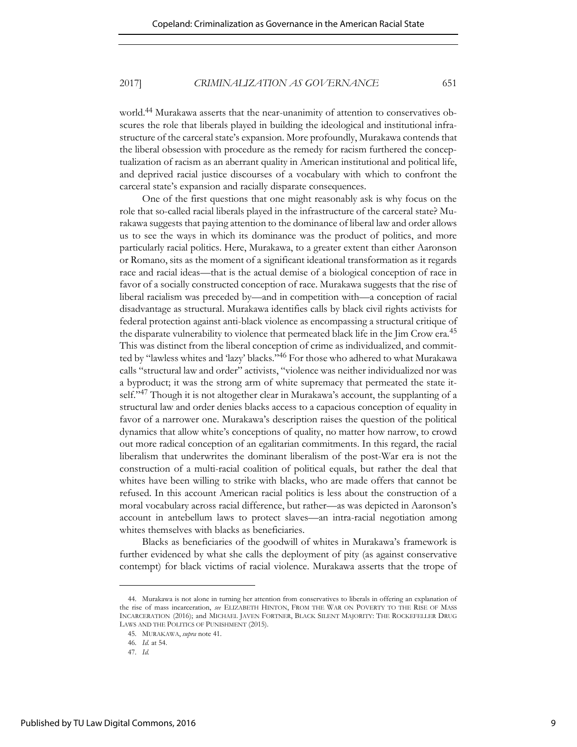world.[44] Murakawa asserts that the near-unanimity of attention to conservatives obscures the role that liberals played in building the ideological and institutional infrastructure of the carceral state's expansion. More profoundly, Murakawa contends that the liberal obsession with procedure as the remedy for racism furthered the conceptualization of racism as an aberrant quality in American institutional and political life, and deprived racial justice discourses of a vocabulary with which to confront the carceral state's expansion and racially disparate consequences.

One of the first questions that one might reasonably ask is why focus on the role that so-called racial liberals played in the infrastructure of the carceral state? Murakawa suggests that paying attention to the dominance of liberal law and order allows us to see the ways in which its dominance was the product of politics, and more particularly racial politics. Here, Murakawa, to a greater extent than either Aaronson or Romano, sits as the moment of a significant ideational transformation as it regards race and racial ideas—that is the actual demise of a biological conception of race in favor of a socially constructed conception of race. Murakawa suggests that the rise of liberal racialism was preceded by—and in competition with—a conception of racial disadvantage as structural. Murakawa identifies calls by black civil rights activists for federal protection against anti-black violence as encompassing a structural critique of the disparate vulnerability to violence that permeated black life in the Jim Crow era.[45] This was distinct from the liberal conception of crime as individualized, and committed by "lawless whites and 'lazy' blacks."[46] For those who adhered to what Murakawa calls "structural law and order" activists, "violence was neither individualized nor was a byproduct; it was the strong arm of white supremacy that permeated the state itself."[47] Though it is not altogether clear in Murakawa's account, the supplanting of a structural law and order denies blacks access to a capacious conception of equality in favor of a narrower one. Murakawa's description raises the question of the political dynamics that allow white's conceptions of quality, no matter how narrow, to crowd out more radical conception of an egalitarian commitments. In this regard, the racial liberalism that underwrites the dominant liberalism of the post-War era is not the construction of a multi-racial coalition of political equals, but rather the deal that whites have been willing to strike with blacks, who are made offers that cannot be refused. In this account American racial politics is less about the construction of a moral vocabulary across racial difference, but rather—as was depicted in Aaronson's account in antebellum laws to protect slaves—an intra-racial negotiation among whites themselves with blacks as beneficiaries.

Blacks as beneficiaries of the goodwill of whites in Murakawa's framework is further evidenced by what she calls the deployment of pity (as against conservative contempt) for black victims of racial violence. Murakawa asserts that the trope of

---

44. Murakawa is not alone in turning her attention from conservatives to liberals in offering an explanation of the rise of mass incarceration, *see* ELIZABETH HINTON, FROM THE WAR ON POVERTY TO THE RISE OF MASS INCARCERATION (2016); and MICHAEL JAVEN FORTNER, BLACK SILENT MAJORITY: THE ROCKEFELLER DRUG LAWS AND THE POLITICS OF PUNISHMENT (2015).

45. MURAKAWA, *supra* note 41.

46. *Id.* at 54.

47. *Id.*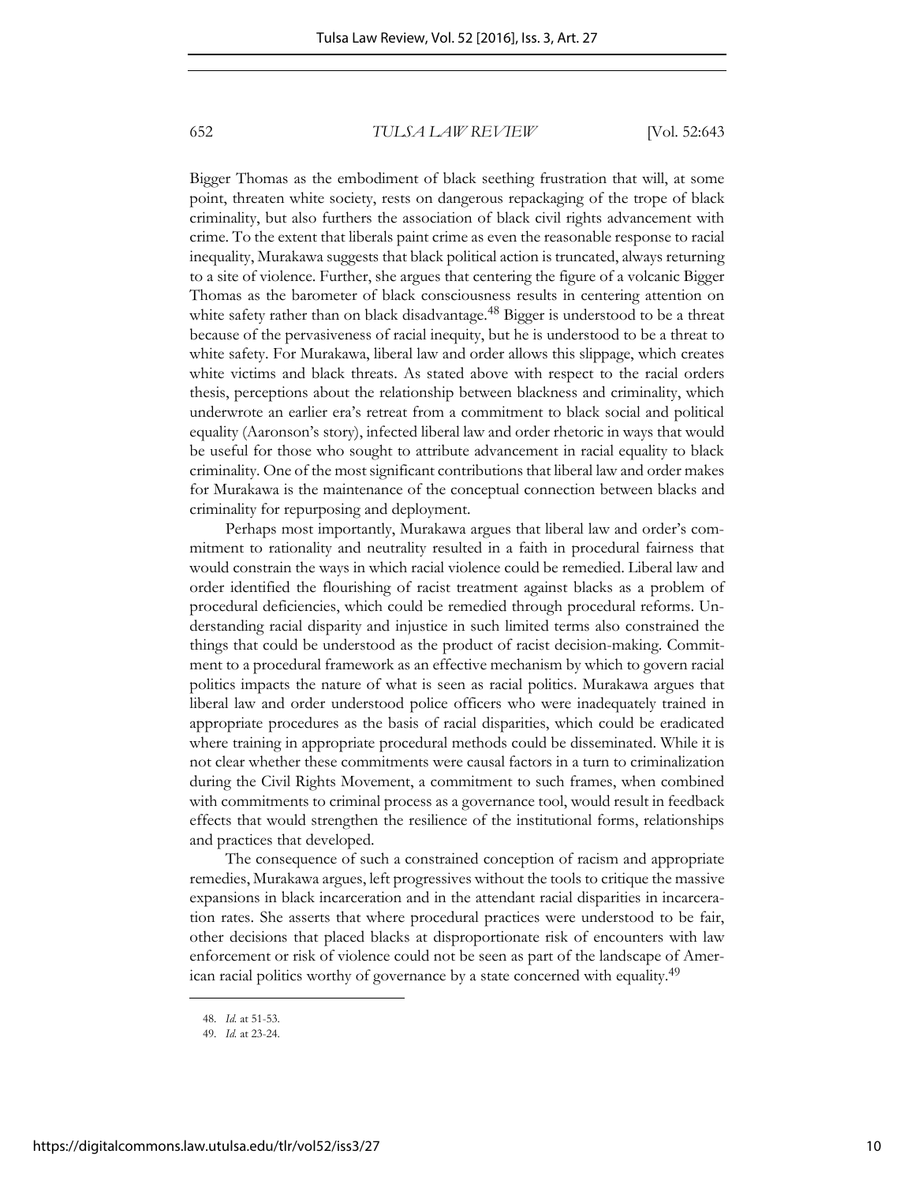Bigger Thomas as the embodiment of black seething frustration that will, at some point, threaten white society, rests on dangerous repackaging of the trope of black criminality, but also furthers the association of black civil rights advancement with crime. To the extent that liberals paint crime as even the reasonable response to racial inequality, Murakawa suggests that black political action is truncated, always returning to a site of violence. Further, she argues that centering the figure of a volcanic Bigger Thomas as the barometer of black consciousness results in centering attention on white safety rather than on black disadvantage.[48] Bigger is understood to be a threat because of the pervasiveness of racial inequity, but he is understood to be a threat to white safety. For Murakawa, liberal law and order allows this slippage, which creates white victims and black threats. As stated above with respect to the racial orders thesis, perceptions about the relationship between blackness and criminality, which underwrote an earlier era's retreat from a commitment to black social and political equality (Aaronson's story), infected liberal law and order rhetoric in ways that would be useful for those who sought to attribute advancement in racial equality to black criminality. One of the most significant contributions that liberal law and order makes for Murakawa is the maintenance of the conceptual connection between blacks and criminality for repurposing and deployment.

Perhaps most importantly, Murakawa argues that liberal law and order's commitment to rationality and neutrality resulted in a faith in procedural fairness that would constrain the ways in which racial violence could be remedied. Liberal law and order identified the flourishing of racist treatment against blacks as a problem of procedural deficiencies, which could be remedied through procedural reforms. Understanding racial disparity and injustice in such limited terms also constrained the things that could be understood as the product of racist decision-making. Commitment to a procedural framework as an effective mechanism by which to govern racial politics impacts the nature of what is seen as racial politics. Murakawa argues that liberal law and order understood police officers who were inadequately trained in appropriate procedures as the basis of racial disparities, which could be eradicated where training in appropriate procedural methods could be disseminated. While it is not clear whether these commitments were causal factors in a turn to criminalization during the Civil Rights Movement, a commitment to such frames, when combined with commitments to criminal process as a governance tool, would result in feedback effects that would strengthen the resilience of the institutional forms, relationships and practices that developed.

The consequence of such a constrained conception of racism and appropriate remedies, Murakawa argues, left progressives without the tools to critique the massive expansions in black incarceration and in the attendant racial disparities in incarceration rates. She asserts that where procedural practices were understood to be fair, other decisions that placed blacks at disproportionate risk of encounters with law enforcement or risk of violence could not be seen as part of the landscape of American racial politics worthy of governance by a state concerned with equality.[49]

---

48. *Id.* at 51-53.

49. *Id.* at 23-24.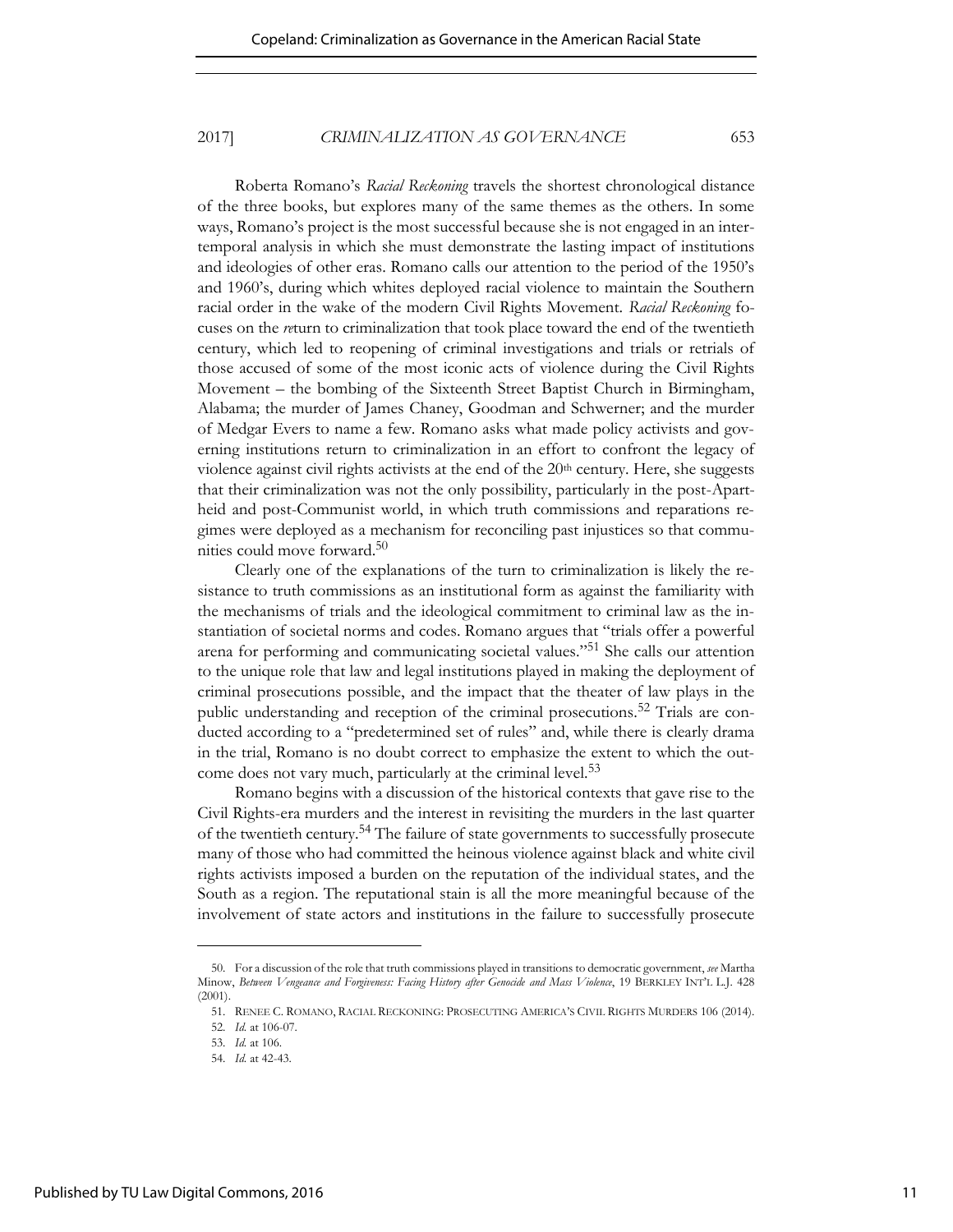Roberta Romano's *Racial Reckoning* travels the shortest chronological distance of the three books, but explores many of the same themes as the others. In some ways, Romano's project is the most successful because she is not engaged in an intertemporal analysis in which she must demonstrate the lasting impact of institutions and ideologies of other eras. Romano calls our attention to the period of the 1950's and 1960's, during which whites deployed racial violence to maintain the Southern racial order in the wake of the modern Civil Rights Movement. *Racial Reckoning* focuses on the *re*turn to criminalization that took place toward the end of the twentieth century, which led to reopening of criminal investigations and trials or retrials of those accused of some of the most iconic acts of violence during the Civil Rights Movement – the bombing of the Sixteenth Street Baptist Church in Birmingham, Alabama; the murder of James Chaney, Goodman and Schwerner; and the murder of Medgar Evers to name a few. Romano asks what made policy activists and governing institutions return to criminalization in an effort to confront the legacy of violence against civil rights activists at the end of the 20th century. Here, she suggests that their criminalization was not the only possibility, particularly in the post-Apartheid and post-Communist world, in which truth commissions and reparations regimes were deployed as a mechanism for reconciling past injustices so that communities could move forward.[50]

Clearly one of the explanations of the turn to criminalization is likely the resistance to truth commissions as an institutional form as against the familiarity with the mechanisms of trials and the ideological commitment to criminal law as the instantiation of societal norms and codes. Romano argues that "trials offer a powerful arena for performing and communicating societal values."[51] She calls our attention to the unique role that law and legal institutions played in making the deployment of criminal prosecutions possible, and the impact that the theater of law plays in the public understanding and reception of the criminal prosecutions.[52] Trials are conducted according to a "predetermined set of rules" and, while there is clearly drama in the trial, Romano is no doubt correct to emphasize the extent to which the outcome does not vary much, particularly at the criminal level.[53]

Romano begins with a discussion of the historical contexts that gave rise to the Civil Rights-era murders and the interest in revisiting the murders in the last quarter of the twentieth century.[54] The failure of state governments to successfully prosecute many of those who had committed the heinous violence against black and white civil rights activists imposed a burden on the reputation of the individual states, and the South as a region. The reputational stain is all the more meaningful because of the involvement of state actors and institutions in the failure to successfully prosecute

---

50. For a discussion of the role that truth commissions played in transitions to democratic government, *see* Martha Minow, *Between Vengeance and Forgiveness: Facing History after Genocide and Mass Violence*, 19 BERKLEY INT'L L.J. 428 (2001).

51. RENEE C. ROMANO, RACIAL RECKONING: PROSECUTING AMERICA'S CIVIL RIGHTS MURDERS 106 (2014).

52. *Id.* at 106-07.

53. *Id.* at 106.

54. *Id.* at 42-43.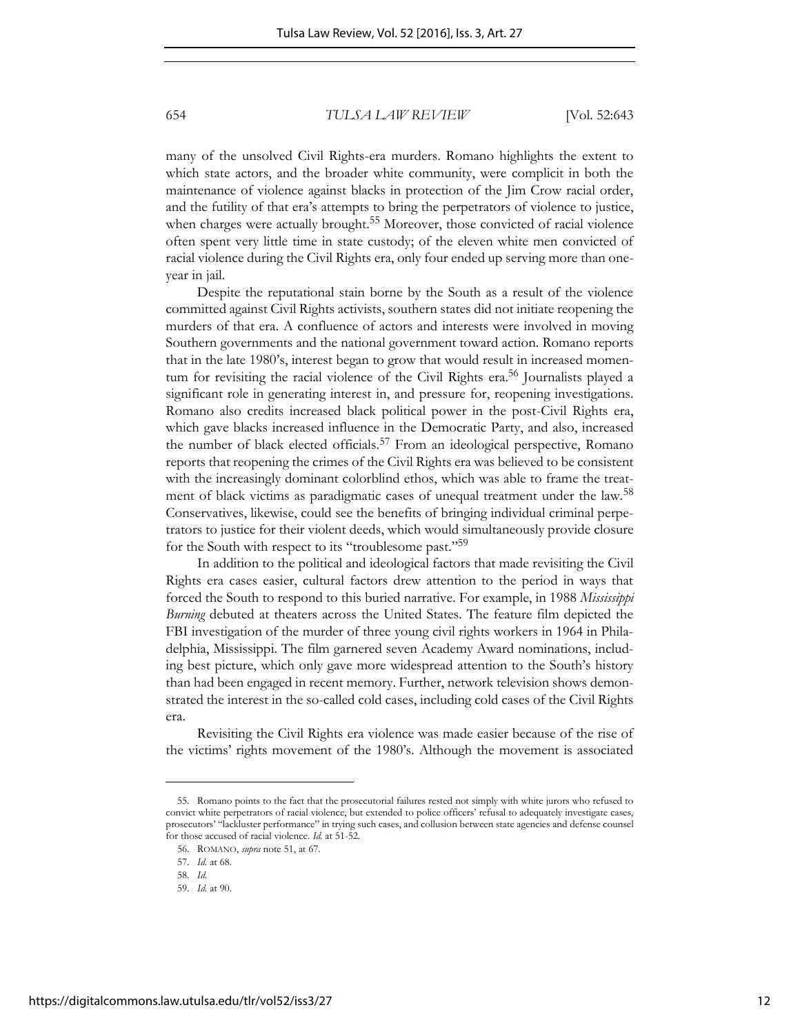many of the unsolved Civil Rights-era murders. Romano highlights the extent to which state actors, and the broader white community, were complicit in both the maintenance of violence against blacks in protection of the Jim Crow racial order, and the futility of that era's attempts to bring the perpetrators of violence to justice, when charges were actually brought.[55] Moreover, those convicted of racial violence often spent very little time in state custody; of the eleven white men convicted of racial violence during the Civil Rights era, only four ended up serving more than one-year in jail.

Despite the reputational stain borne by the South as a result of the violence committed against Civil Rights activists, southern states did not initiate reopening the murders of that era. A confluence of actors and interests were involved in moving Southern governments and the national government toward action. Romano reports that in the late 1980's, interest began to grow that would result in increased momentum for revisiting the racial violence of the Civil Rights era.[56] Journalists played a significant role in generating interest in, and pressure for, reopening investigations. Romano also credits increased black political power in the post-Civil Rights era, which gave blacks increased influence in the Democratic Party, and also, increased the number of black elected officials.[57] From an ideological perspective, Romano reports that reopening the crimes of the Civil Rights era was believed to be consistent with the increasingly dominant colorblind ethos, which was able to frame the treatment of black victims as paradigmatic cases of unequal treatment under the law.[58] Conservatives, likewise, could see the benefits of bringing individual criminal perpetrators to justice for their violent deeds, which would simultaneously provide closure for the South with respect to its "troublesome past."[59]

In addition to the political and ideological factors that made revisiting the Civil Rights era cases easier, cultural factors drew attention to the period in ways that forced the South to respond to this buried narrative. For example, in 1988 *Mississippi Burning* debuted at theaters across the United States. The feature film depicted the FBI investigation of the murder of three young civil rights workers in 1964 in Philadelphia, Mississippi. The film garnered seven Academy Award nominations, including best picture, which only gave more widespread attention to the South's history than had been engaged in recent memory. Further, network television shows demonstrated the interest in the so-called cold cases, including cold cases of the Civil Rights era.

Revisiting the Civil Rights era violence was made easier because of the rise of the victims' rights movement of the 1980's. Although the movement is associated

---

55. Romano points to the fact that the prosecutorial failures rested not simply with white jurors who refused to convict white perpetrators of racial violence, but extended to police officers' refusal to adequately investigate cases, prosecutors' "lackluster performance" in trying such cases, and collusion between state agencies and defense counsel for those accused of racial violence. *Id.* at 51-52.

56. ROMANO, *supra* note 51, at 67.

57. *Id.* at 68.

58. *Id.*

59. *Id.* at 90.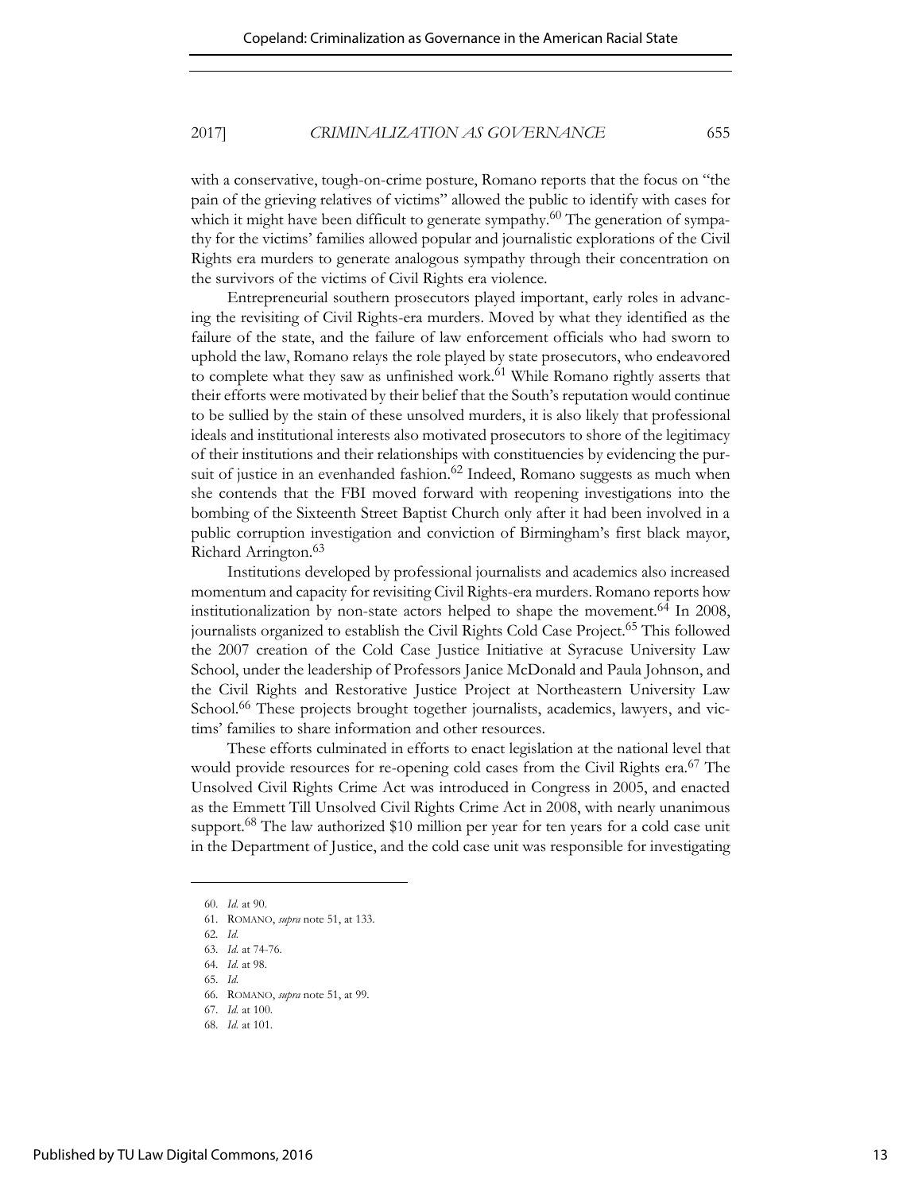with a conservative, tough-on-crime posture, Romano reports that the focus on "the pain of the grieving relatives of victims" allowed the public to identify with cases for which it might have been difficult to generate sympathy.[60] The generation of sympathy for the victims' families allowed popular and journalistic explorations of the Civil Rights era murders to generate analogous sympathy through their concentration on the survivors of the victims of Civil Rights era violence.

Entrepreneurial southern prosecutors played important, early roles in advancing the revisiting of Civil Rights-era murders. Moved by what they identified as the failure of the state, and the failure of law enforcement officials who had sworn to uphold the law, Romano relays the role played by state prosecutors, who endeavored to complete what they saw as unfinished work.[61] While Romano rightly asserts that their efforts were motivated by their belief that the South's reputation would continue to be sullied by the stain of these unsolved murders, it is also likely that professional ideals and institutional interests also motivated prosecutors to shore of the legitimacy of their institutions and their relationships with constituencies by evidencing the pursuit of justice in an evenhanded fashion.[62] Indeed, Romano suggests as much when she contends that the FBI moved forward with reopening investigations into the bombing of the Sixteenth Street Baptist Church only after it had been involved in a public corruption investigation and conviction of Birmingham's first black mayor, Richard Arrington.[63]

Institutions developed by professional journalists and academics also increased momentum and capacity for revisiting Civil Rights-era murders. Romano reports how institutionalization by non-state actors helped to shape the movement.[64] In 2008, journalists organized to establish the Civil Rights Cold Case Project.[65] This followed the 2007 creation of the Cold Case Justice Initiative at Syracuse University Law School, under the leadership of Professors Janice McDonald and Paula Johnson, and the Civil Rights and Restorative Justice Project at Northeastern University Law School.[66] These projects brought together journalists, academics, lawyers, and victims' families to share information and other resources.

These efforts culminated in efforts to enact legislation at the national level that would provide resources for re-opening cold cases from the Civil Rights era.[67] The Unsolved Civil Rights Crime Act was introduced in Congress in 2005, and enacted as the Emmett Till Unsolved Civil Rights Crime Act in 2008, with nearly unanimous support.[68] The law authorized $10 million per year for ten years for a cold case unit in the Department of Justice, and the cold case unit was responsible for investigating

---

60. *Id.* at 90.

61. ROMANO, *supra* note 51, at 133.

62. *Id.*

63. *Id.* at 74-76.

64. *Id.* at 98.

65. *Id.*

66. ROMANO, *supra* note 51, at 99.

67. *Id.* at 100.

68. *Id.* at 101.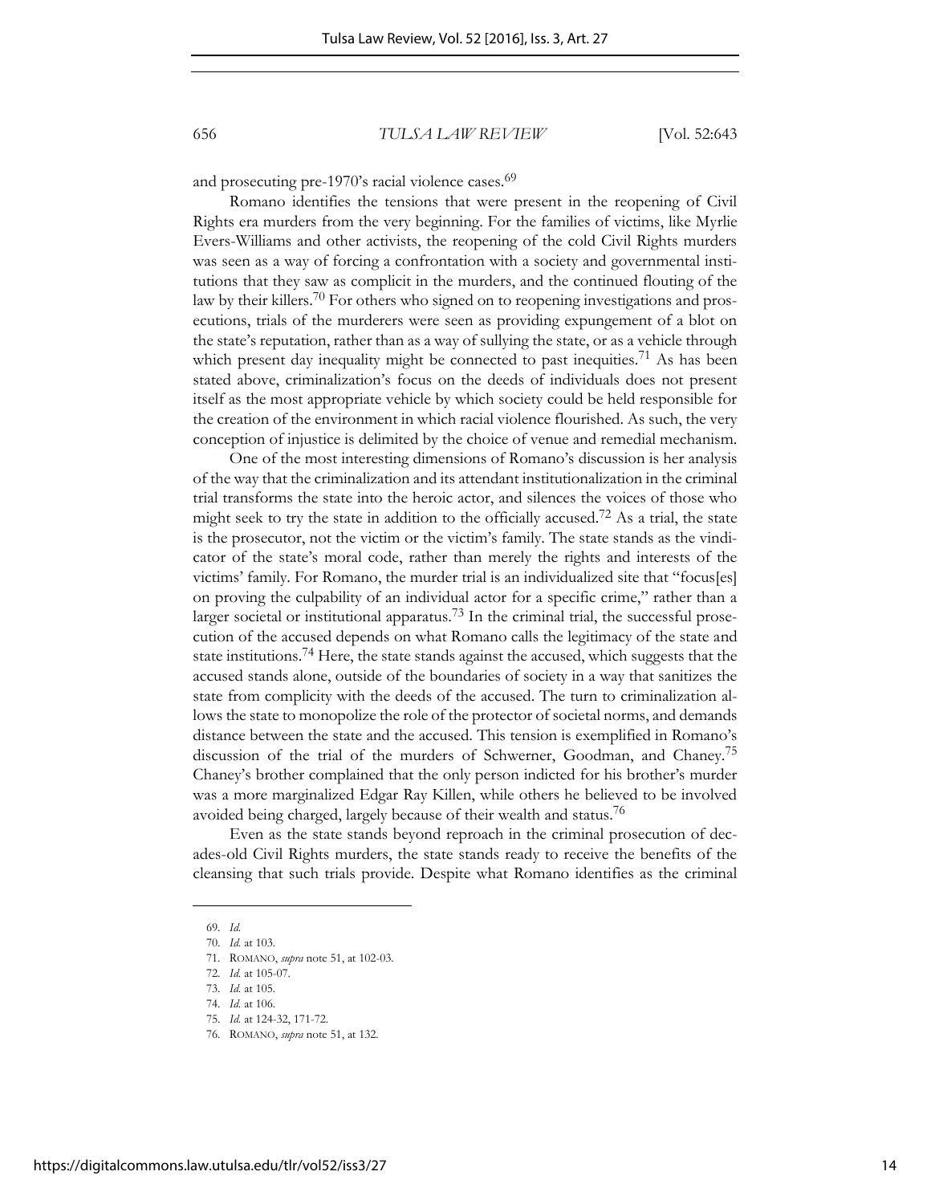and prosecuting pre-1970's racial violence cases.[69]

Romano identifies the tensions that were present in the reopening of Civil Rights era murders from the very beginning. For the families of victims, like Myrlie Evers-Williams and other activists, the reopening of the cold Civil Rights murders was seen as a way of forcing a confrontation with a society and governmental institutions that they saw as complicit in the murders, and the continued flouting of the law by their killers.[70] For others who signed on to reopening investigations and prosecutions, trials of the murderers were seen as providing expungement of a blot on the state's reputation, rather than as a way of sullying the state, or as a vehicle through which present day inequality might be connected to past inequities.[71] As has been stated above, criminalization's focus on the deeds of individuals does not present itself as the most appropriate vehicle by which society could be held responsible for the creation of the environment in which racial violence flourished. As such, the very conception of injustice is delimited by the choice of venue and remedial mechanism.

One of the most interesting dimensions of Romano's discussion is her analysis of the way that the criminalization and its attendant institutionalization in the criminal trial transforms the state into the heroic actor, and silences the voices of those who might seek to try the state in addition to the officially accused.[72] As a trial, the state is the prosecutor, not the victim or the victim's family. The state stands as the vindicator of the state's moral code, rather than merely the rights and interests of the victims' family. For Romano, the murder trial is an individualized site that "focus[es] on proving the culpability of an individual actor for a specific crime," rather than a larger societal or institutional apparatus.[73] In the criminal trial, the successful prosecution of the accused depends on what Romano calls the legitimacy of the state and state institutions.[74] Here, the state stands against the accused, which suggests that the accused stands alone, outside of the boundaries of society in a way that sanitizes the state from complicity with the deeds of the accused. The turn to criminalization allows the state to monopolize the role of the protector of societal norms, and demands distance between the state and the accused. This tension is exemplified in Romano's discussion of the trial of the murders of Schwerner, Goodman, and Chaney.[75] Chaney's brother complained that the only person indicted for his brother's murder was a more marginalized Edgar Ray Killen, while others he believed to be involved avoided being charged, largely because of their wealth and status.[76]

Even as the state stands beyond reproach in the criminal prosecution of decades-old Civil Rights murders, the state stands ready to receive the benefits of the cleansing that such trials provide. Despite what Romano identifies as the criminal

---

69. *Id.*

70. *Id.* at 103.

71. ROMANO, *supra* note 51, at 102-03.

72. *Id.* at 105-07.

73. *Id.* at 105.

74. *Id.* at 106.

75. *Id.* at 124-32, 171-72.

76. ROMANO, *supra* note 51, at 132.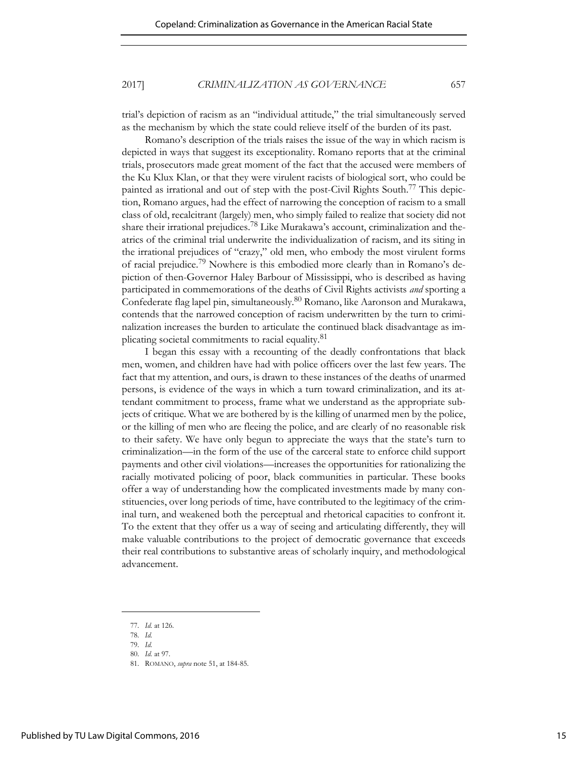trial's depiction of racism as an "individual attitude," the trial simultaneously served as the mechanism by which the state could relieve itself of the burden of its past.

Romano's description of the trials raises the issue of the way in which racism is depicted in ways that suggest its exceptionality. Romano reports that at the criminal trials, prosecutors made great moment of the fact that the accused were members of the Ku Klux Klan, or that they were virulent racists of biological sort, who could be painted as irrational and out of step with the post-Civil Rights South.[77] This depiction, Romano argues, had the effect of narrowing the conception of racism to a small class of old, recalcitrant (largely) men, who simply failed to realize that society did not share their irrational prejudices.[78] Like Murakawa's account, criminalization and theatrics of the criminal trial underwrite the individualization of racism, and its siting in the irrational prejudices of "crazy," old men, who embody the most virulent forms of racial prejudice.[79] Nowhere is this embodied more clearly than in Romano's depiction of then-Governor Haley Barbour of Mississippi, who is described as having participated in commemorations of the deaths of Civil Rights activists *and* sporting a Confederate flag lapel pin, simultaneously.[80] Romano, like Aaronson and Murakawa, contends that the narrowed conception of racism underwritten by the turn to criminalization increases the burden to articulate the continued black disadvantage as implicating societal commitments to racial equality.[81]

I began this essay with a recounting of the deadly confrontations that black men, women, and children have had with police officers over the last few years. The fact that my attention, and ours, is drawn to these instances of the deaths of unarmed persons, is evidence of the ways in which a turn toward criminalization, and its attendant commitment to process, frame what we understand as the appropriate subjects of critique. What we are bothered by is the killing of unarmed men by the police, or the killing of men who are fleeing the police, and are clearly of no reasonable risk to their safety. We have only begun to appreciate the ways that the state's turn to criminalization—in the form of the use of the carceral state to enforce child support payments and other civil violations—increases the opportunities for rationalizing the racially motivated policing of poor, black communities in particular. These books offer a way of understanding how the complicated investments made by many constituencies, over long periods of time, have contributed to the legitimacy of the criminal turn, and weakened both the perceptual and rhetorical capacities to confront it. To the extent that they offer us a way of seeing and articulating differently, they will make valuable contributions to the project of democratic governance that exceeds their real contributions to substantive areas of scholarly inquiry, and methodological advancement.

---

77. *Id.* at 126.
78. *Id.*
79. *Id.*
80. *Id.* at 97.
81. ROMANO, *supra* note 51, at 184-85.